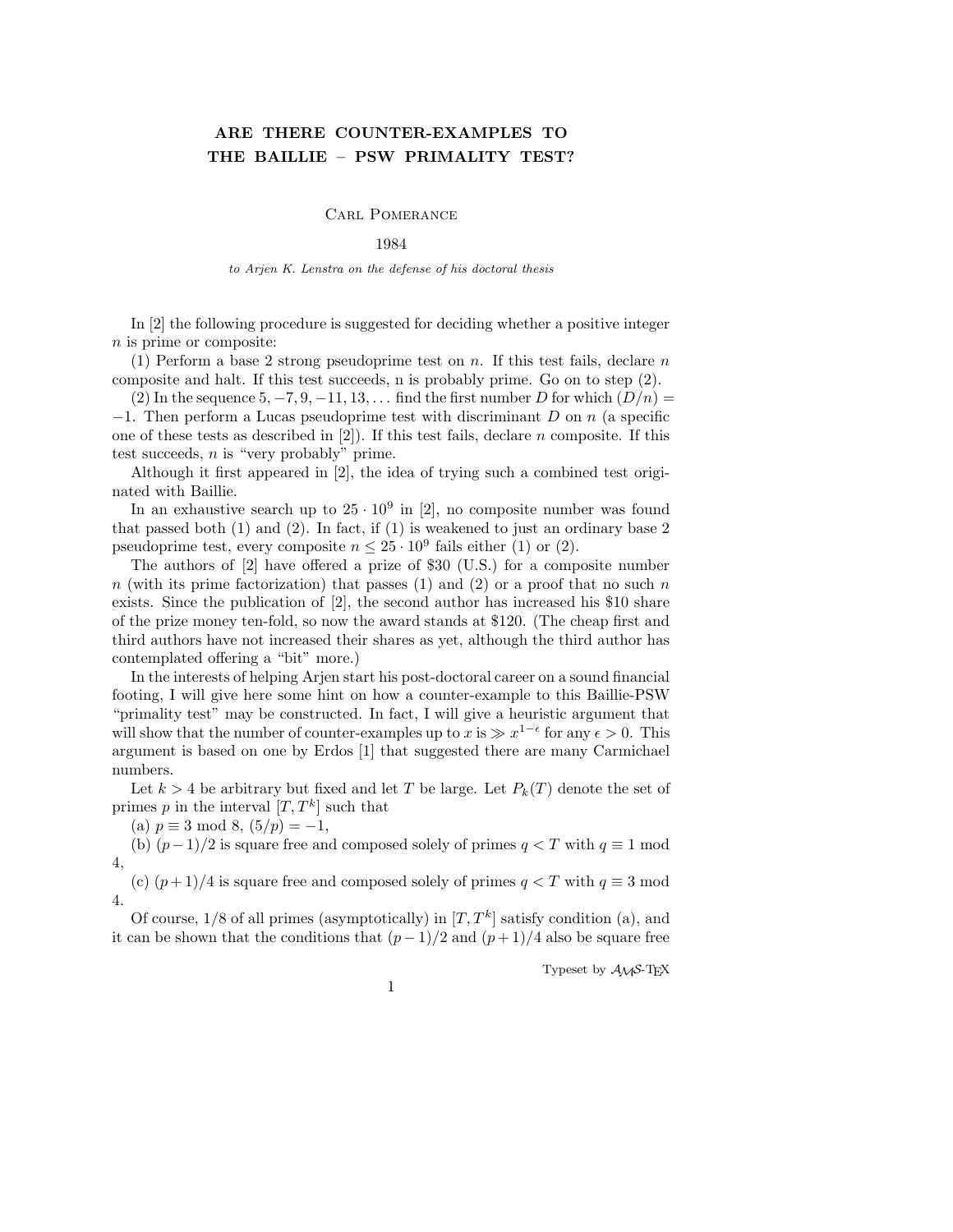# ARE THERE COUNTER-EXAMPLES TO THE BAILLIE – PSW PRIMALITY TEST?

Carl Pomerance

1984

*to Arjen K. Lenstra on the defense of his doctoral thesis*

In [2] the following procedure is suggested for deciding whether a positive integer $n$ is prime or composite:

(1) Perform a base 2 strong pseudoprime test on $n$. If this test fails, declare $n$ composite and halt. If this test succeeds, n is probably prime. Go on to step (2).

(2) In the sequence $5, -7, 9, -11, 13, \dots$ find the first number $D$ for which $(D/n) = -1$. Then perform a Lucas pseudoprime test with discriminant $D$ on $n$ (a specific one of these tests as described in [2]). If this test fails, declare $n$ composite. If this test succeeds, $n$ is "very probably" prime.

Although it first appeared in [2], the idea of trying such a combined test originated with Baillie.

In an exhaustive search up to $25 \cdot 10^9$ in [2], no composite number was found that passed both (1) and (2). In fact, if (1) is weakened to just an ordinary base 2 pseudoprime test, every composite $n \le 25 \cdot 10^9$ fails either (1) or (2).

The authors of [2] have offered a prize of \$30 (U.S.) for a composite number $n$ (with its prime factorization) that passes (1) and (2) or a proof that no such $n$ exists. Since the publication of [2], the second author has increased his \$10 share of the prize money ten-fold, so now the award stands at \$120. (The cheap first and third authors have not increased their shares as yet, although the third author has contemplated offering a "bit" more.)

In the interests of helping Arjen start his post-doctoral career on a sound financial footing, I will give here some hint on how a counter-example to this Baillie-PSW "primality test" may be constructed. In fact, I will give a heuristic argument that will show that the number of counter-examples up to $x$ is $\gg x^{1-\epsilon}$ for any $\epsilon > 0$. This argument is based on one by Erdos [1] that suggested there are many Carmichael numbers.

Let $k > 4$ be arbitrary but fixed and let $T$ be large. Let $P_k(T)$ denote the set of primes $p$ in the interval $[T, T^k]$ such that

(a) $p \equiv 3 \bmod 8$, $(5/p) = -1$,

(b) $(p-1)/2$ is square free and composed solely of primes $q < T$ with $q \equiv 1 \bmod 4$,

(c) $(p+1)/4$ is square free and composed solely of primes $q < T$ with $q \equiv 3 \bmod 4$.

Of course, $1/8$ of all primes (asymptotically) in $[T, T^k]$ satisfy condition (a), and it can be shown that the conditions that $(p-1)/2$ and $(p+1)/4$ also be square free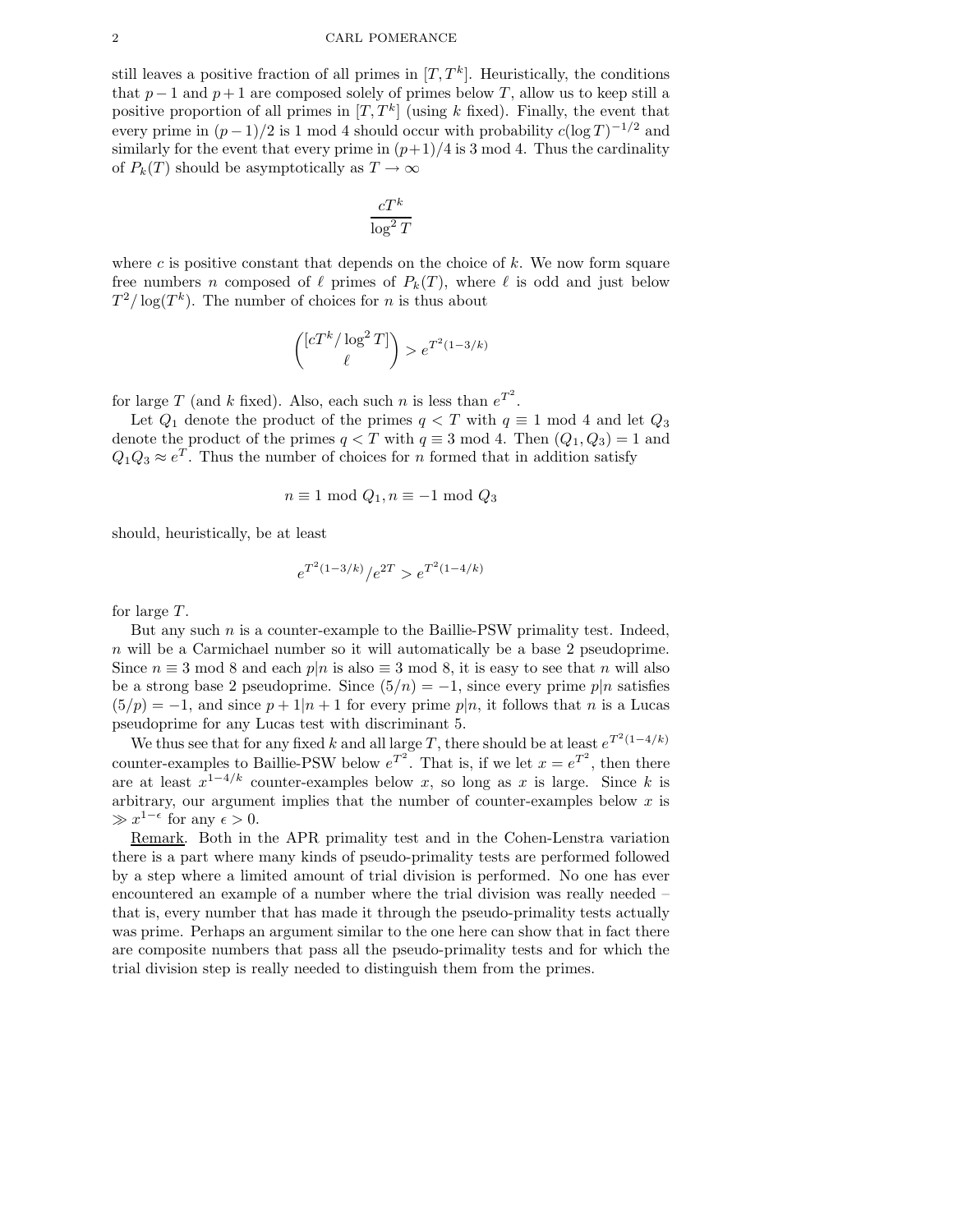still leaves a positive fraction of all primes in $[T, T^k]$. Heuristically, the conditions that $p-1$ and $p+1$ are composed solely of primes below $T$, allow us to keep still a positive proportion of all primes in $[T, T^k]$ (using $k$ fixed). Finally, the event that every prime in $(p-1)/2$ is 1 mod 4 should occur with probability $c(\log T)^{-1/2}$ and similarly for the event that every prime in $(p+1)/4$ is 3 mod 4. Thus the cardinality of $P_k(T)$ should be asymptotically as $T \to \infty$

$$\frac{cT^k}{\log^2 T}$$

where $c$ is positive constant that depends on the choice of $k$. We now form square free numbers $n$ composed of $\ell$ primes of $P_k(T)$, where $\ell$ is odd and just below $T^2/\log(T^k)$. The number of choices for $n$ is thus about

$$\binom{[cT^k/\log^2 T]}{\ell} > e^{T^2(1-3/k)}$$

for large $T$ (and $k$ fixed). Also, each such $n$ is less than $e^{T^2}$.

Let $Q_1$ denote the product of the primes $q < T$ with $q \equiv 1 \bmod 4$ and let $Q_3$ denote the product of the primes $q < T$ with $q \equiv 3 \bmod 4$. Then $(Q_1, Q_3) = 1$ and $Q_1 Q_3 \approx e^T$. Thus the number of choices for $n$ formed that in addition satisfy

$$n \equiv 1 \bmod Q_1, n \equiv -1 \bmod Q_3$$

should, heuristically, be at least

$$e^{T^2(1-3/k)}/e^{2T} > e^{T^2(1-4/k)}$$

for large $T$.

But any such $n$ is a counter-example to the Baillie-PSW primality test. Indeed, $n$ will be a Carmichael number so it will automatically be a base 2 pseudoprime. Since $n \equiv 3 \bmod 8$ and each $p|n$ is also $\equiv 3 \bmod 8$, it is easy to see that $n$ will also be a strong base 2 pseudoprime. Since $(5/n) = -1$, since every prime $p|n$ satisfies $(5/p) = -1$, and since $p + 1 | n + 1$ for every prime $p|n$, it follows that $n$ is a Lucas pseudoprime for any Lucas test with discriminant 5.

We thus see that for any fixed $k$ and all large $T$, there should be at least $e^{T^2(1-4/k)}$ counter-examples to Baillie-PSW below $e^{T^2}$. That is, if we let $x = e^{T^2}$, then there are at least $x^{1-4/k}$ counter-examples below $x$, so long as $x$ is large. Since $k$ is arbitrary, our argument implies that the number of counter-examples below $x$ is $\gg x^{1-\epsilon}$ for any $\epsilon > 0$.

Remark. Both in the APR primality test and in the Cohen-Lenstra variation there is a part where many kinds of pseudo-primality tests are performed followed by a step where a limited amount of trial division is performed. No one has ever encountered an example of a number where the trial division was really needed – that is, every number that has made it through the pseudo-primality tests actually was prime. Perhaps an argument similar to the one here can show that in fact there are composite numbers that pass all the pseudo-primality tests and for which the trial division step is really needed to distinguish them from the primes.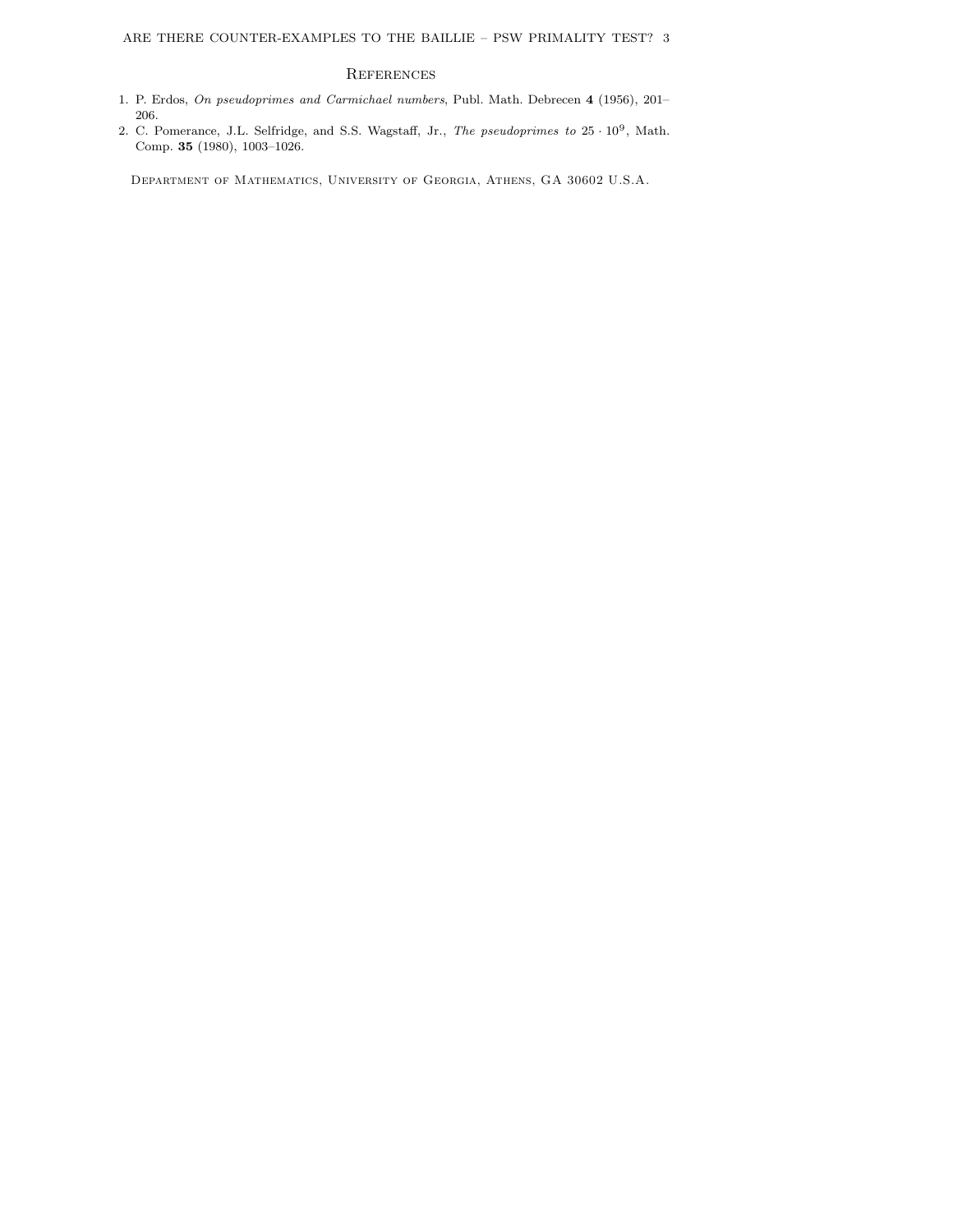## References

1. P. Erdos, *On pseudoprimes and Carmichael numbers*, Publ. Math. Debrecen **4** (1956), 201–206.
2. C. Pomerance, J.L. Selfridge, and S.S. Wagstaff, Jr., *The pseudoprimes to* $25 \cdot 10^9$, Math. Comp. **35** (1980), 1003–1026.

Department of Mathematics, University of Georgia, Athens, GA 30602 U.S.A.